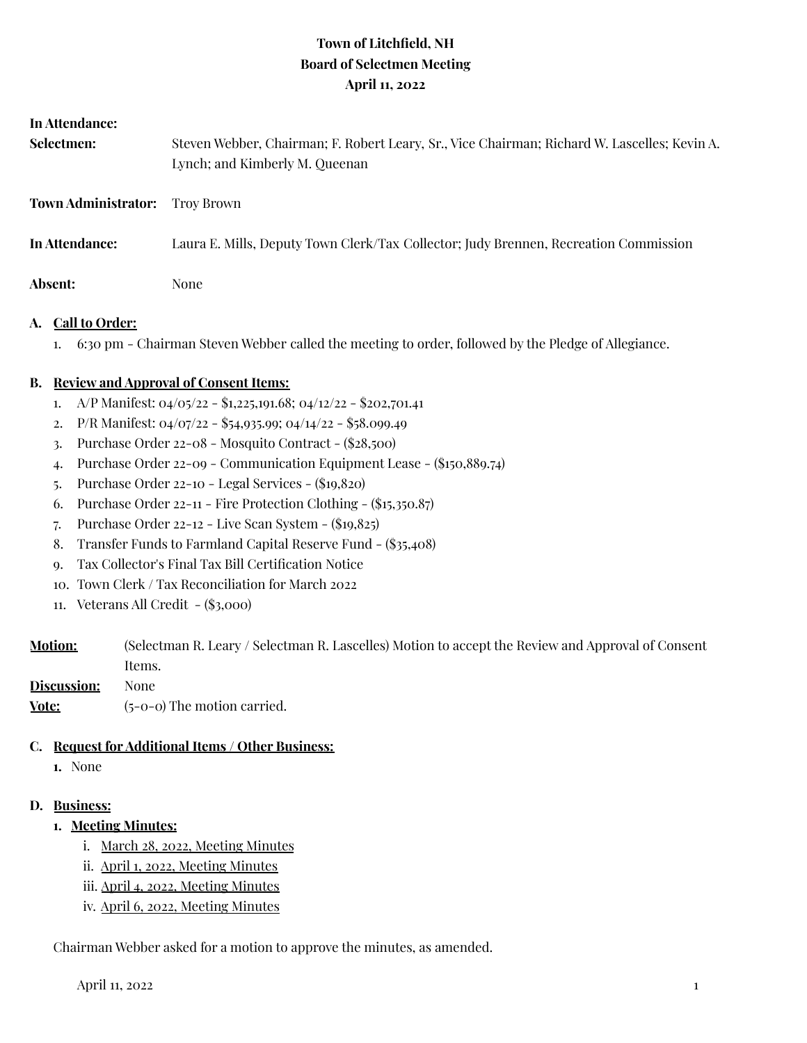# Town of Litchfield, NH
## Board of Selectmen Meeting
### April 11, 2022

**In Attendance:**

**Selectmen:** Steven Webber, Chairman; F. Robert Leary, Sr., Vice Chairman; Richard W. Lascelles; Kevin A. Lynch; and Kimberly M. Queenan

**Town Administrator:** Troy Brown

**In Attendance:** Laura E. Mills, Deputy Town Clerk/Tax Collector; Judy Brennen, Recreation Commission

**Absent:** None

**A. Call to Order:**

1. 6:30 pm - Chairman Steven Webber called the meeting to order, followed by the Pledge of Allegiance.

**B. Review and Approval of Consent Items:**

1. A/P Manifest: 04/05/22 - $1,225,191.68; 04/12/22 - $202,701.41
2. P/R Manifest: 04/07/22 - $54,935.99; 04/14/22 - $58.099.49
3. Purchase Order 22-08 - Mosquito Contract - ($28,500)
4. Purchase Order 22-09 - Communication Equipment Lease - ($150,889.74)
5. Purchase Order 22-10 - Legal Services - ($19,820)
6. Purchase Order 22-11 - Fire Protection Clothing - ($15,350.87)
7. Purchase Order 22-12 - Live Scan System - ($19,825)
8. Transfer Funds to Farmland Capital Reserve Fund - ($35,408)
9. Tax Collector's Final Tax Bill Certification Notice
10. Town Clerk / Tax Reconciliation for March 2022
11. Veterans All Credit - ($3,000)

**Motion:** (Selectman R. Leary / Selectman R. Lascelles) Motion to accept the Review and Approval of Consent Items.

**Discussion:** None

**Vote:** (5-0-0) The motion carried.

**C. Request for Additional Items / Other Business:**

1. None

**D. Business:**

1. **Meeting Minutes:**
   i. March 28, 2022, Meeting Minutes
   ii. April 1, 2022, Meeting Minutes
   iii. April 4, 2022, Meeting Minutes
   iv. April 6, 2022, Meeting Minutes

Chairman Webber asked for a motion to approve the minutes, as amended.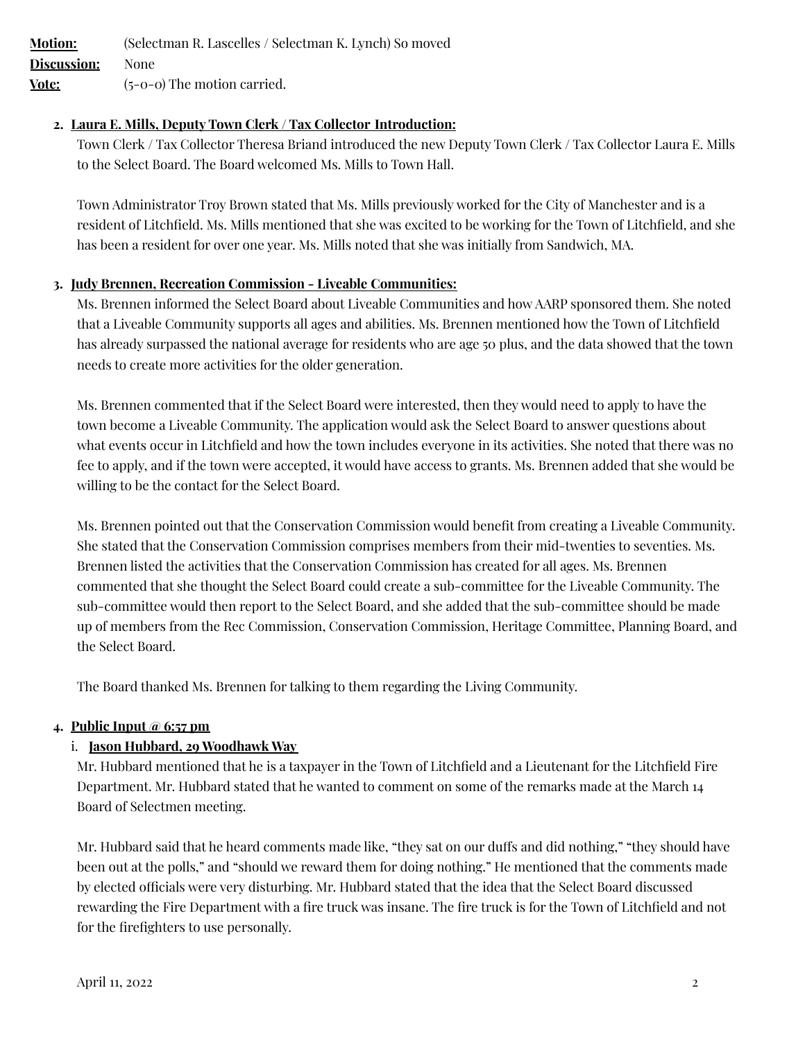**Motion:** (Selectman R. Lascelles / Selectman K. Lynch) So moved
**Discussion:** None
**Vote:** (5-0-0) The motion carried.

2. **Laura E. Mills, Deputy Town Clerk / Tax Collector Introduction:**

   Town Clerk / Tax Collector Theresa Briand introduced the new Deputy Town Clerk / Tax Collector Laura E. Mills to the Select Board. The Board welcomed Ms. Mills to Town Hall.

   Town Administrator Troy Brown stated that Ms. Mills previously worked for the City of Manchester and is a resident of Litchfield. Ms. Mills mentioned that she was excited to be working for the Town of Litchfield, and she has been a resident for over one year. Ms. Mills noted that she was initially from Sandwich, MA.

3. **Judy Brennen, Recreation Commission - Liveable Communities:**

   Ms. Brennen informed the Select Board about Liveable Communities and how AARP sponsored them. She noted that a Liveable Community supports all ages and abilities. Ms. Brennen mentioned how the Town of Litchfield has already surpassed the national average for residents who are age 50 plus, and the data showed that the town needs to create more activities for the older generation.

   Ms. Brennen commented that if the Select Board were interested, then they would need to apply to have the town become a Liveable Community. The application would ask the Select Board to answer questions about what events occur in Litchfield and how the town includes everyone in its activities. She noted that there was no fee to apply, and if the town were accepted, it would have access to grants. Ms. Brennen added that she would be willing to be the contact for the Select Board.

   Ms. Brennen pointed out that the Conservation Commission would benefit from creating a Liveable Community. She stated that the Conservation Commission comprises members from their mid-twenties to seventies. Ms. Brennen listed the activities that the Conservation Commission has created for all ages. Ms. Brennen commented that she thought the Select Board could create a sub-committee for the Liveable Community. The sub-committee would then report to the Select Board, and she added that the sub-committee should be made up of members from the Rec Commission, Conservation Commission, Heritage Committee, Planning Board, and the Select Board.

   The Board thanked Ms. Brennen for talking to them regarding the Living Community.

4. **Public Input @ 6:57 pm**

   i. **Jason Hubbard, 29 Woodhawk Way**

   Mr. Hubbard mentioned that he is a taxpayer in the Town of Litchfield and a Lieutenant for the Litchfield Fire Department. Mr. Hubbard stated that he wanted to comment on some of the remarks made at the March 14 Board of Selectmen meeting.

   Mr. Hubbard said that he heard comments made like, "they sat on our duffs and did nothing," "they should have been out at the polls," and "should we reward them for doing nothing." He mentioned that the comments made by elected officials were very disturbing. Mr. Hubbard stated that the idea that the Select Board discussed rewarding the Fire Department with a fire truck was insane. The fire truck is for the Town of Litchfield and not for the firefighters to use personally.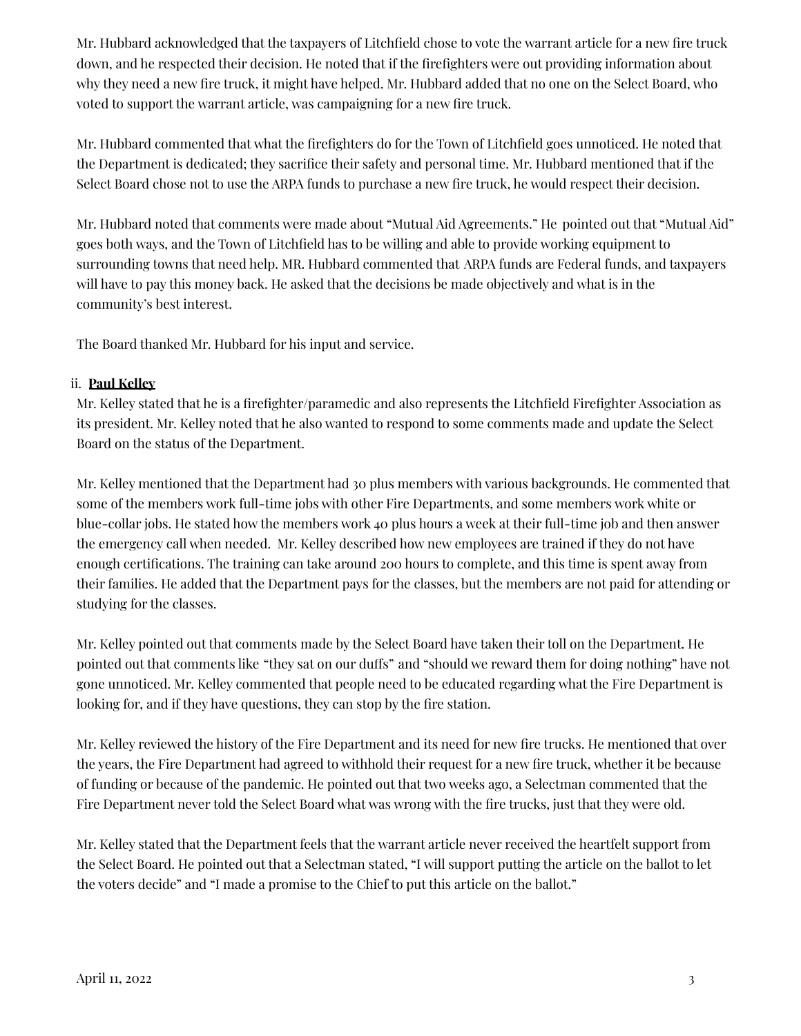Mr. Hubbard acknowledged that the taxpayers of Litchfield chose to vote the warrant article for a new fire truck down, and he respected their decision. He noted that if the firefighters were out providing information about why they need a new fire truck, it might have helped. Mr. Hubbard added that no one on the Select Board, who voted to support the warrant article, was campaigning for a new fire truck.

Mr. Hubbard commented that what the firefighters do for the Town of Litchfield goes unnoticed. He noted that the Department is dedicated; they sacrifice their safety and personal time. Mr. Hubbard mentioned that if the Select Board chose not to use the ARPA funds to purchase a new fire truck, he would respect their decision.

Mr. Hubbard noted that comments were made about "Mutual Aid Agreements." He pointed out that "Mutual Aid" goes both ways, and the Town of Litchfield has to be willing and able to provide working equipment to surrounding towns that need help. MR. Hubbard commented that ARPA funds are Federal funds, and taxpayers will have to pay this money back. He asked that the decisions be made objectively and what is in the community's best interest.

The Board thanked Mr. Hubbard for his input and service.

ii. **Paul Kelley**

Mr. Kelley stated that he is a firefighter/paramedic and also represents the Litchfield Firefighter Association as its president. Mr. Kelley noted that he also wanted to respond to some comments made and update the Select Board on the status of the Department.

Mr. Kelley mentioned that the Department had 30 plus members with various backgrounds. He commented that some of the members work full-time jobs with other Fire Departments, and some members work white or blue-collar jobs. He stated how the members work 40 plus hours a week at their full-time job and then answer the emergency call when needed. Mr. Kelley described how new employees are trained if they do not have enough certifications. The training can take around 200 hours to complete, and this time is spent away from their families. He added that the Department pays for the classes, but the members are not paid for attending or studying for the classes.

Mr. Kelley pointed out that comments made by the Select Board have taken their toll on the Department. He pointed out that comments like "they sat on our duffs" and "should we reward them for doing nothing" have not gone unnoticed. Mr. Kelley commented that people need to be educated regarding what the Fire Department is looking for, and if they have questions, they can stop by the fire station.

Mr. Kelley reviewed the history of the Fire Department and its need for new fire trucks. He mentioned that over the years, the Fire Department had agreed to withhold their request for a new fire truck, whether it be because of funding or because of the pandemic. He pointed out that two weeks ago, a Selectman commented that the Fire Department never told the Select Board what was wrong with the fire trucks, just that they were old.

Mr. Kelley stated that the Department feels that the warrant article never received the heartfelt support from the Select Board. He pointed out that a Selectman stated, "I will support putting the article on the ballot to let the voters decide" and "I made a promise to the Chief to put this article on the ballot."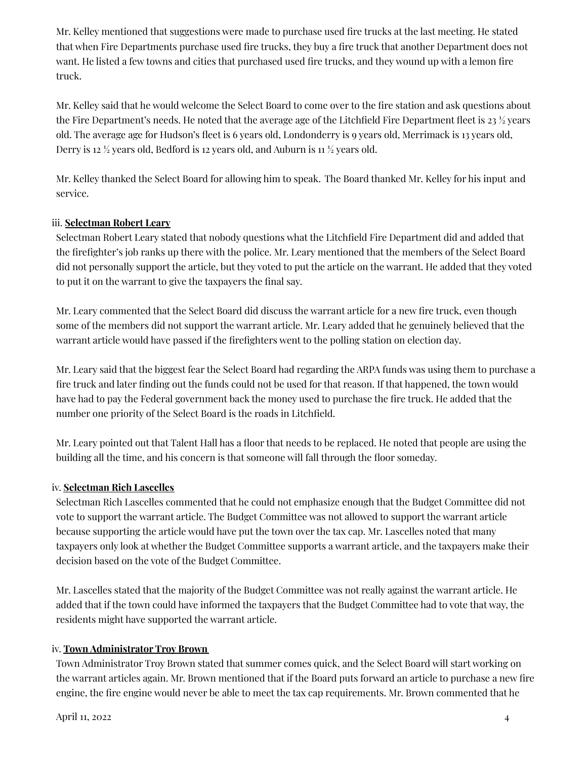Mr. Kelley mentioned that suggestions were made to purchase used fire trucks at the last meeting. He stated that when Fire Departments purchase used fire trucks, they buy a fire truck that another Department does not want. He listed a few towns and cities that purchased used fire trucks, and they wound up with a lemon fire truck.

Mr. Kelley said that he would welcome the Select Board to come over to the fire station and ask questions about the Fire Department's needs. He noted that the average age of the Litchfield Fire Department fleet is 23 ½ years old. The average age for Hudson's fleet is 6 years old, Londonderry is 9 years old, Merrimack is 13 years old, Derry is 12 ½ years old, Bedford is 12 years old, and Auburn is 11 ½ years old.

Mr. Kelley thanked the Select Board for allowing him to speak. The Board thanked Mr. Kelley for his input and service.

iii. **Selectman Robert Leary**

Selectman Robert Leary stated that nobody questions what the Litchfield Fire Department did and added that the firefighter's job ranks up there with the police. Mr. Leary mentioned that the members of the Select Board did not personally support the article, but they voted to put the article on the warrant. He added that they voted to put it on the warrant to give the taxpayers the final say.

Mr. Leary commented that the Select Board did discuss the warrant article for a new fire truck, even though some of the members did not support the warrant article. Mr. Leary added that he genuinely believed that the warrant article would have passed if the firefighters went to the polling station on election day.

Mr. Leary said that the biggest fear the Select Board had regarding the ARPA funds was using them to purchase a fire truck and later finding out the funds could not be used for that reason. If that happened, the town would have had to pay the Federal government back the money used to purchase the fire truck. He added that the number one priority of the Select Board is the roads in Litchfield.

Mr. Leary pointed out that Talent Hall has a floor that needs to be replaced. He noted that people are using the building all the time, and his concern is that someone will fall through the floor someday.

iv. **Selectman Rich Lascelles**

Selectman Rich Lascelles commented that he could not emphasize enough that the Budget Committee did not vote to support the warrant article. The Budget Committee was not allowed to support the warrant article because supporting the article would have put the town over the tax cap. Mr. Lascelles noted that many taxpayers only look at whether the Budget Committee supports a warrant article, and the taxpayers make their decision based on the vote of the Budget Committee.

Mr. Lascelles stated that the majority of the Budget Committee was not really against the warrant article. He added that if the town could have informed the taxpayers that the Budget Committee had to vote that way, the residents might have supported the warrant article.

iv. **Town Administrator Troy Brown**

Town Administrator Troy Brown stated that summer comes quick, and the Select Board will start working on the warrant articles again. Mr. Brown mentioned that if the Board puts forward an article to purchase a new fire engine, the fire engine would never be able to meet the tax cap requirements. Mr. Brown commented that he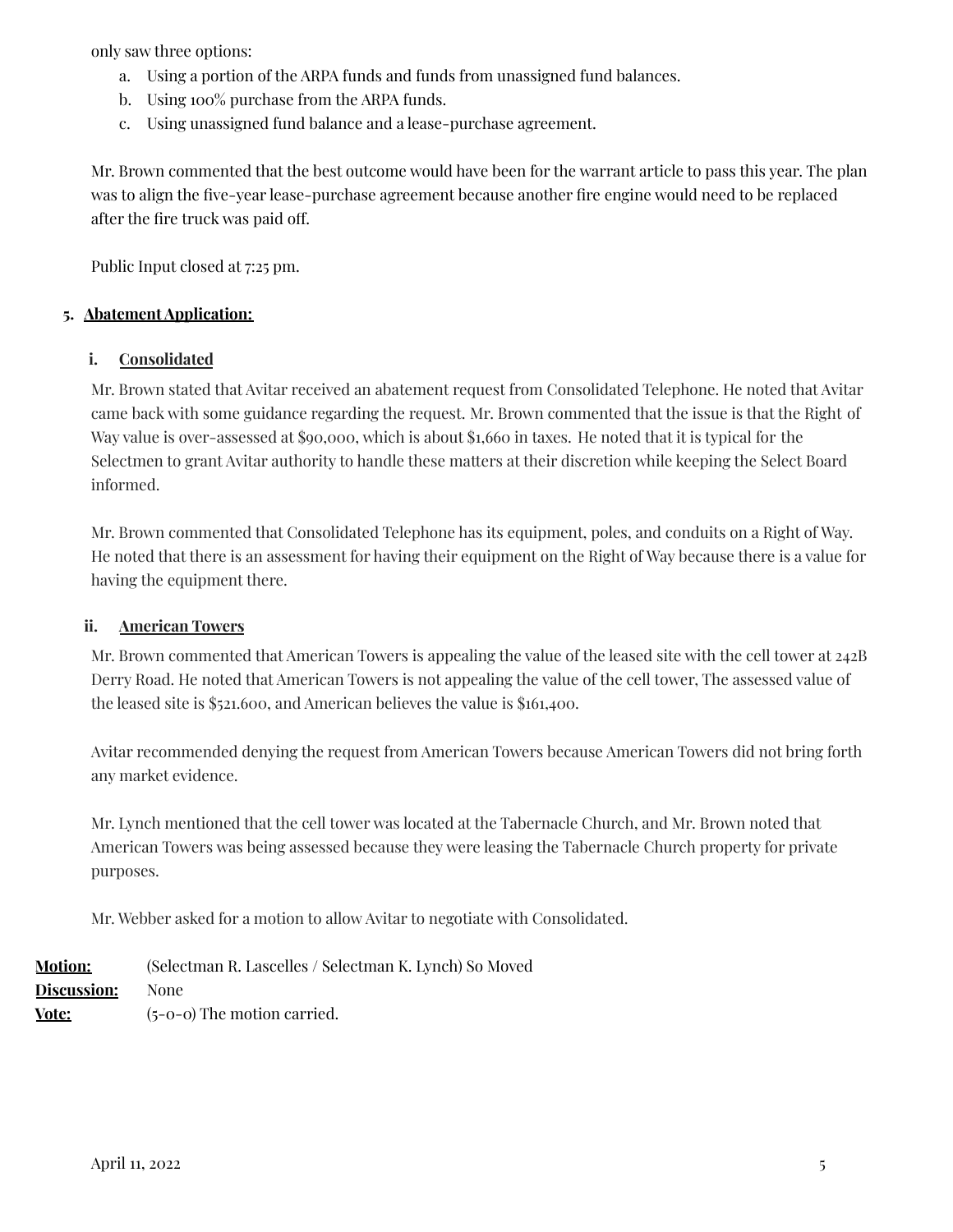only saw three options:

a. Using a portion of the ARPA funds and funds from unassigned fund balances.
b. Using 100% purchase from the ARPA funds.
c. Using unassigned fund balance and a lease-purchase agreement.

Mr. Brown commented that the best outcome would have been for the warrant article to pass this year. The plan was to align the five-year lease-purchase agreement because another fire engine would need to be replaced after the fire truck was paid off.

Public Input closed at 7:25 pm.

5. **Abatement Application:**

i. **Consolidated**

Mr. Brown stated that Avitar received an abatement request from Consolidated Telephone. He noted that Avitar came back with some guidance regarding the request. Mr. Brown commented that the issue is that the Right of Way value is over-assessed at $90,000, which is about $1,660 in taxes. He noted that it is typical for the Selectmen to grant Avitar authority to handle these matters at their discretion while keeping the Select Board informed.

Mr. Brown commented that Consolidated Telephone has its equipment, poles, and conduits on a Right of Way. He noted that there is an assessment for having their equipment on the Right of Way because there is a value for having the equipment there.

ii. **American Towers**

Mr. Brown commented that American Towers is appealing the value of the leased site with the cell tower at 242B Derry Road. He noted that American Towers is not appealing the value of the cell tower, The assessed value of the leased site is $521.600, and American believes the value is $161,400.

Avitar recommended denying the request from American Towers because American Towers did not bring forth any market evidence.

Mr. Lynch mentioned that the cell tower was located at the Tabernacle Church, and Mr. Brown noted that American Towers was being assessed because they were leasing the Tabernacle Church property for private purposes.

Mr. Webber asked for a motion to allow Avitar to negotiate with Consolidated.

**Motion:** (Selectman R. Lascelles / Selectman K. Lynch) So Moved
**Discussion:** None
**Vote:** (5-0-0) The motion carried.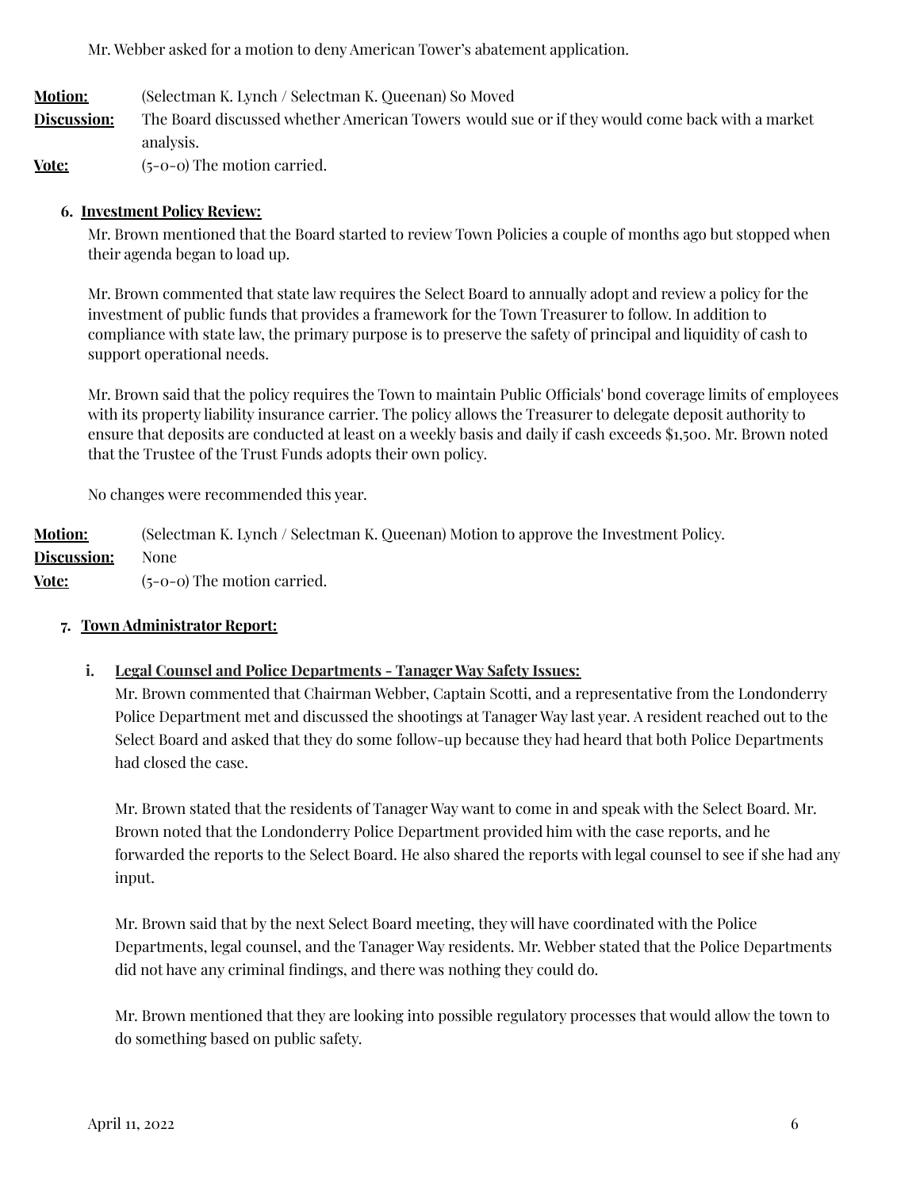Mr. Webber asked for a motion to deny American Tower's abatement application.

**Motion:** (Selectman K. Lynch / Selectman K. Queenan) So Moved

**Discussion:** The Board discussed whether American Towers would sue or if they would come back with a market analysis.

**Vote:** (5-0-0) The motion carried.

6. **Investment Policy Review:**

   Mr. Brown mentioned that the Board started to review Town Policies a couple of months ago but stopped when their agenda began to load up.

   Mr. Brown commented that state law requires the Select Board to annually adopt and review a policy for the investment of public funds that provides a framework for the Town Treasurer to follow. In addition to compliance with state law, the primary purpose is to preserve the safety of principal and liquidity of cash to support operational needs.

   Mr. Brown said that the policy requires the Town to maintain Public Officials' bond coverage limits of employees with its property liability insurance carrier. The policy allows the Treasurer to delegate deposit authority to ensure that deposits are conducted at least on a weekly basis and daily if cash exceeds $1,500. Mr. Brown noted that the Trustee of the Trust Funds adopts their own policy.

   No changes were recommended this year.

**Motion:** (Selectman K. Lynch / Selectman K. Queenan) Motion to approve the Investment Policy.

**Discussion:** None

**Vote:** (5-0-0) The motion carried.

7. **Town Administrator Report:**

   i. **Legal Counsel and Police Departments - Tanager Way Safety Issues:**

   Mr. Brown commented that Chairman Webber, Captain Scotti, and a representative from the Londonderry Police Department met and discussed the shootings at Tanager Way last year. A resident reached out to the Select Board and asked that they do some follow-up because they had heard that both Police Departments had closed the case.

   Mr. Brown stated that the residents of Tanager Way want to come in and speak with the Select Board. Mr. Brown noted that the Londonderry Police Department provided him with the case reports, and he forwarded the reports to the Select Board. He also shared the reports with legal counsel to see if she had any input.

   Mr. Brown said that by the next Select Board meeting, they will have coordinated with the Police Departments, legal counsel, and the Tanager Way residents. Mr. Webber stated that the Police Departments did not have any criminal findings, and there was nothing they could do.

   Mr. Brown mentioned that they are looking into possible regulatory processes that would allow the town to do something based on public safety.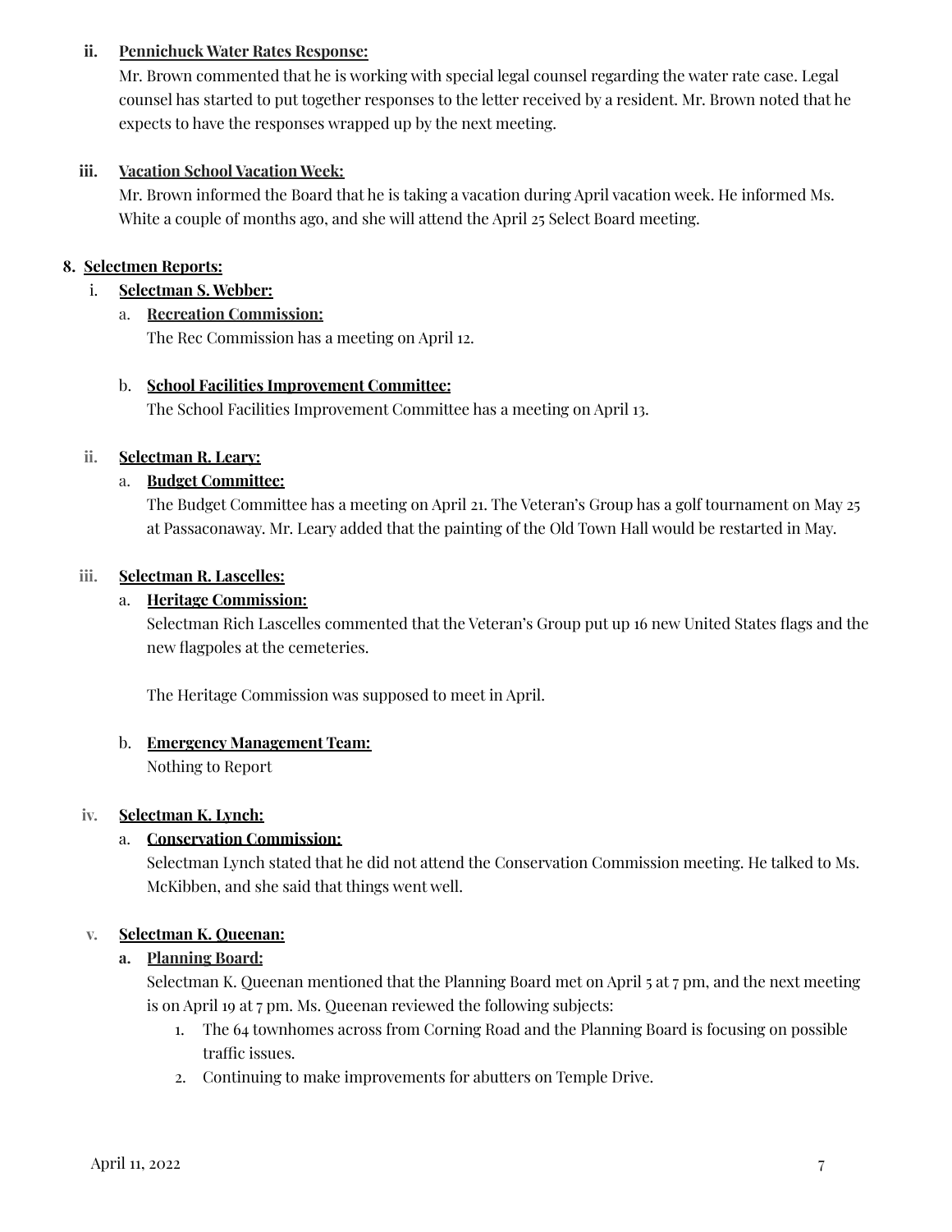ii. **Pennichuck Water Rates Response:**

Mr. Brown commented that he is working with special legal counsel regarding the water rate case. Legal counsel has started to put together responses to the letter received by a resident. Mr. Brown noted that he expects to have the responses wrapped up by the next meeting.

iii. **Vacation School Vacation Week:**

Mr. Brown informed the Board that he is taking a vacation during April vacation week. He informed Ms. White a couple of months ago, and she will attend the April 25 Select Board meeting.

8. **Selectmen Reports:**

i. **Selectman S. Webber:**

a. **Recreation Commission:**

The Rec Commission has a meeting on April 12.

b. **School Facilities Improvement Committee:**

The School Facilities Improvement Committee has a meeting on April 13.

ii. **Selectman R. Leary:**

a. **Budget Committee:**

The Budget Committee has a meeting on April 21. The Veteran's Group has a golf tournament on May 25 at Passaconaway. Mr. Leary added that the painting of the Old Town Hall would be restarted in May.

iii. **Selectman R. Lascelles:**

a. **Heritage Commission:**

Selectman Rich Lascelles commented that the Veteran's Group put up 16 new United States flags and the new flagpoles at the cemeteries.

The Heritage Commission was supposed to meet in April.

b. **Emergency Management Team:**

Nothing to Report

iv. **Selectman K. Lynch:**

a. **Conservation Commission:**

Selectman Lynch stated that he did not attend the Conservation Commission meeting. He talked to Ms. McKibben, and she said that things went well.

v. **Selectman K. Queenan:**

a. **Planning Board:**

Selectman K. Queenan mentioned that the Planning Board met on April 5 at 7 pm, and the next meeting is on April 19 at 7 pm. Ms. Queenan reviewed the following subjects:

1. The 64 townhomes across from Corning Road and the Planning Board is focusing on possible traffic issues.
2. Continuing to make improvements for abutters on Temple Drive.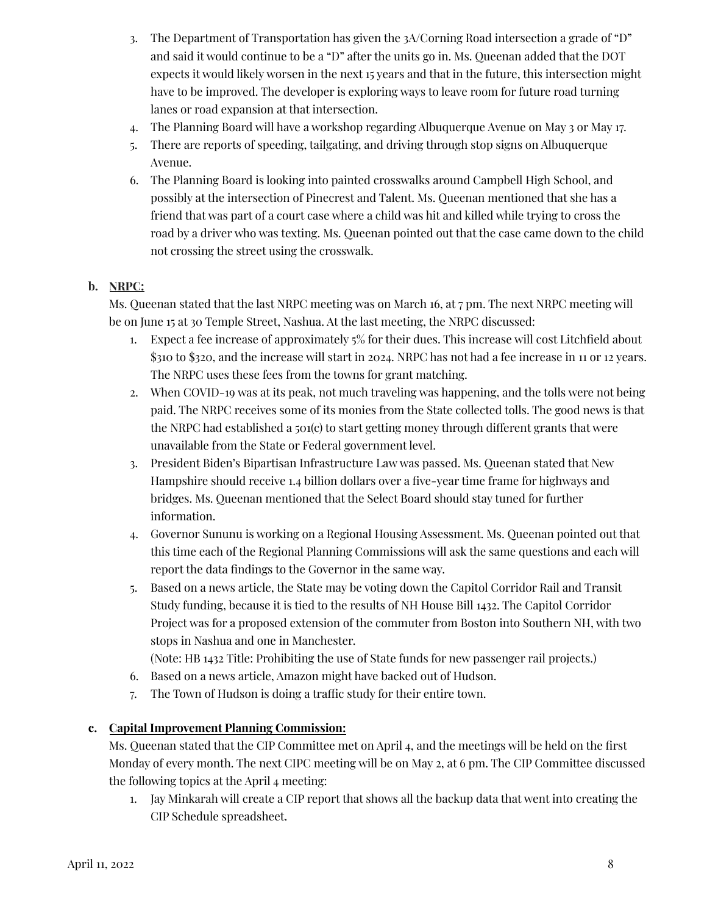3. The Department of Transportation has given the 3A/Corning Road intersection a grade of "D" and said it would continue to be a "D" after the units go in. Ms. Queenan added that the DOT expects it would likely worsen in the next 15 years and that in the future, this intersection might have to be improved. The developer is exploring ways to leave room for future road turning lanes or road expansion at that intersection.
4. The Planning Board will have a workshop regarding Albuquerque Avenue on May 3 or May 17.
5. There are reports of speeding, tailgating, and driving through stop signs on Albuquerque Avenue.
6. The Planning Board is looking into painted crosswalks around Campbell High School, and possibly at the intersection of Pinecrest and Talent. Ms. Queenan mentioned that she has a friend that was part of a court case where a child was hit and killed while trying to cross the road by a driver who was texting. Ms. Queenan pointed out that the case came down to the child not crossing the street using the crosswalk.

**b. <u>NRPC:</u>**

Ms. Queenan stated that the last NRPC meeting was on March 16, at 7 pm. The next NRPC meeting will be on June 15 at 30 Temple Street, Nashua. At the last meeting, the NRPC discussed:

1. Expect a fee increase of approximately 5% for their dues. This increase will cost Litchfield about $310 to $320, and the increase will start in 2024. NRPC has not had a fee increase in 11 or 12 years. The NRPC uses these fees from the towns for grant matching.
2. When COVID-19 was at its peak, not much traveling was happening, and the tolls were not being paid. The NRPC receives some of its monies from the State collected tolls. The good news is that the NRPC had established a 501(c) to start getting money through different grants that were unavailable from the State or Federal government level.
3. President Biden's Bipartisan Infrastructure Law was passed. Ms. Queenan stated that New Hampshire should receive 1.4 billion dollars over a five-year time frame for highways and bridges. Ms. Queenan mentioned that the Select Board should stay tuned for further information.
4. Governor Sununu is working on a Regional Housing Assessment. Ms. Queenan pointed out that this time each of the Regional Planning Commissions will ask the same questions and each will report the data findings to the Governor in the same way.
5. Based on a news article, the State may be voting down the Capitol Corridor Rail and Transit Study funding, because it is tied to the results of NH House Bill 1432. The Capitol Corridor Project was for a proposed extension of the commuter from Boston into Southern NH, with two stops in Nashua and one in Manchester.
   (Note: HB 1432 Title: Prohibiting the use of State funds for new passenger rail projects.)
6. Based on a news article, Amazon might have backed out of Hudson.
7. The Town of Hudson is doing a traffic study for their entire town.

**c. <u>Capital Improvement Planning Commission:</u>**

Ms. Queenan stated that the CIP Committee met on April 4, and the meetings will be held on the first Monday of every month. The next CIPC meeting will be on May 2, at 6 pm. The CIP Committee discussed the following topics at the April 4 meeting:

1. Jay Minkarah will create a CIP report that shows all the backup data that went into creating the CIP Schedule spreadsheet.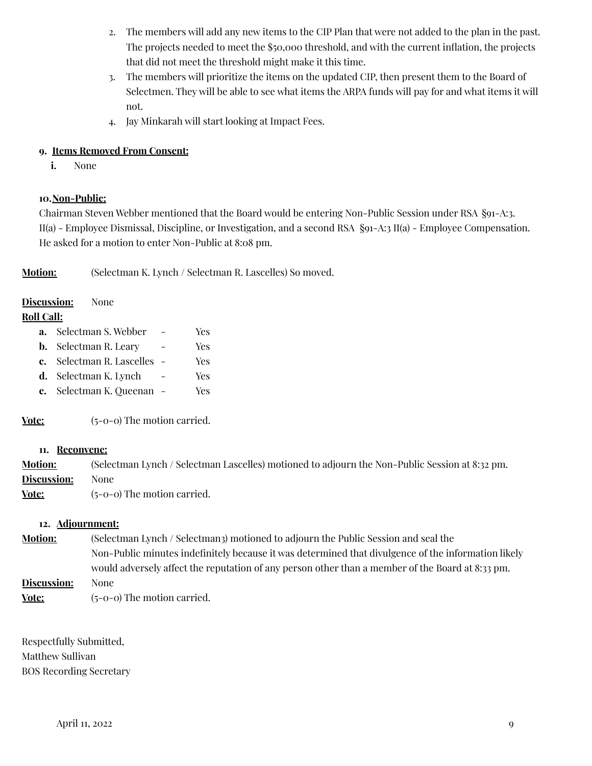2. The members will add any new items to the CIP Plan that were not added to the plan in the past. The projects needed to meet the $50,000 threshold, and with the current inflation, the projects that did not meet the threshold might make it this time.
3. The members will prioritize the items on the updated CIP, then present them to the Board of Selectmen. They will be able to see what items the ARPA funds will pay for and what items it will not.
4. Jay Minkarah will start looking at Impact Fees.

**9. Items Removed From Consent:**

**i.** None

**10. Non-Public:**

Chairman Steven Webber mentioned that the Board would be entering Non-Public Session under RSA §91-A:3. II(a) - Employee Dismissal, Discipline, or Investigation, and a second RSA §91-A:3 II(a) - Employee Compensation. He asked for a motion to enter Non-Public at 8:08 pm.

**Motion:** (Selectman K. Lynch / Selectman R. Lascelles) So moved.

**Discussion:** None

**Roll Call:**

**a.** Selectman S. Webber - Yes
**b.** Selectman R. Leary - Yes
**c.** Selectman R. Lascelles - Yes
**d.** Selectman K. Lynch - Yes
**e.** Selectman K. Queenan - Yes

**Vote:** (5-0-0) The motion carried.

**11. Reconvene:**

**Motion:** (Selectman Lynch / Selectman Lascelles) motioned to adjourn the Non-Public Session at 8:32 pm.

**Discussion:** None

**Vote:** (5-0-0) The motion carried.

**12. Adjournment:**

**Motion:** (Selectman Lynch / Selectman3) motioned to adjourn the Public Session and seal the Non-Public minutes indefinitely because it was determined that divulgence of the information likely would adversely affect the reputation of any person other than a member of the Board at 8:33 pm.

**Discussion:** None

**Vote:** (5-0-0) The motion carried.

Respectfully Submitted,
Matthew Sullivan
BOS Recording Secretary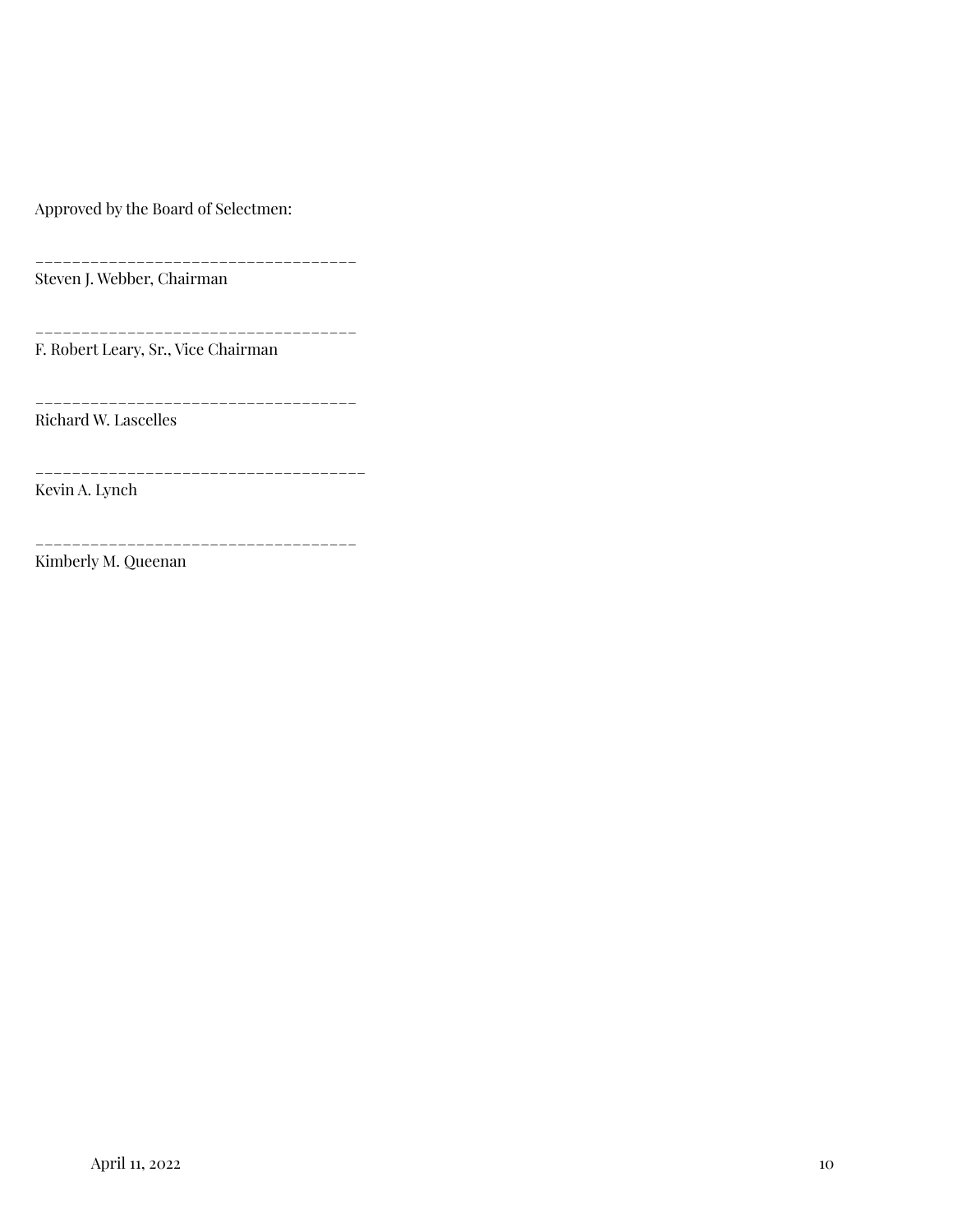Approved by the Board of Selectmen:

___________________________________
Steven J. Webber, Chairman

___________________________________
F. Robert Leary, Sr., Vice Chairman

___________________________________
Richard W. Lascelles

____________________________________
Kevin A. Lynch

___________________________________
Kimberly M. Queenan